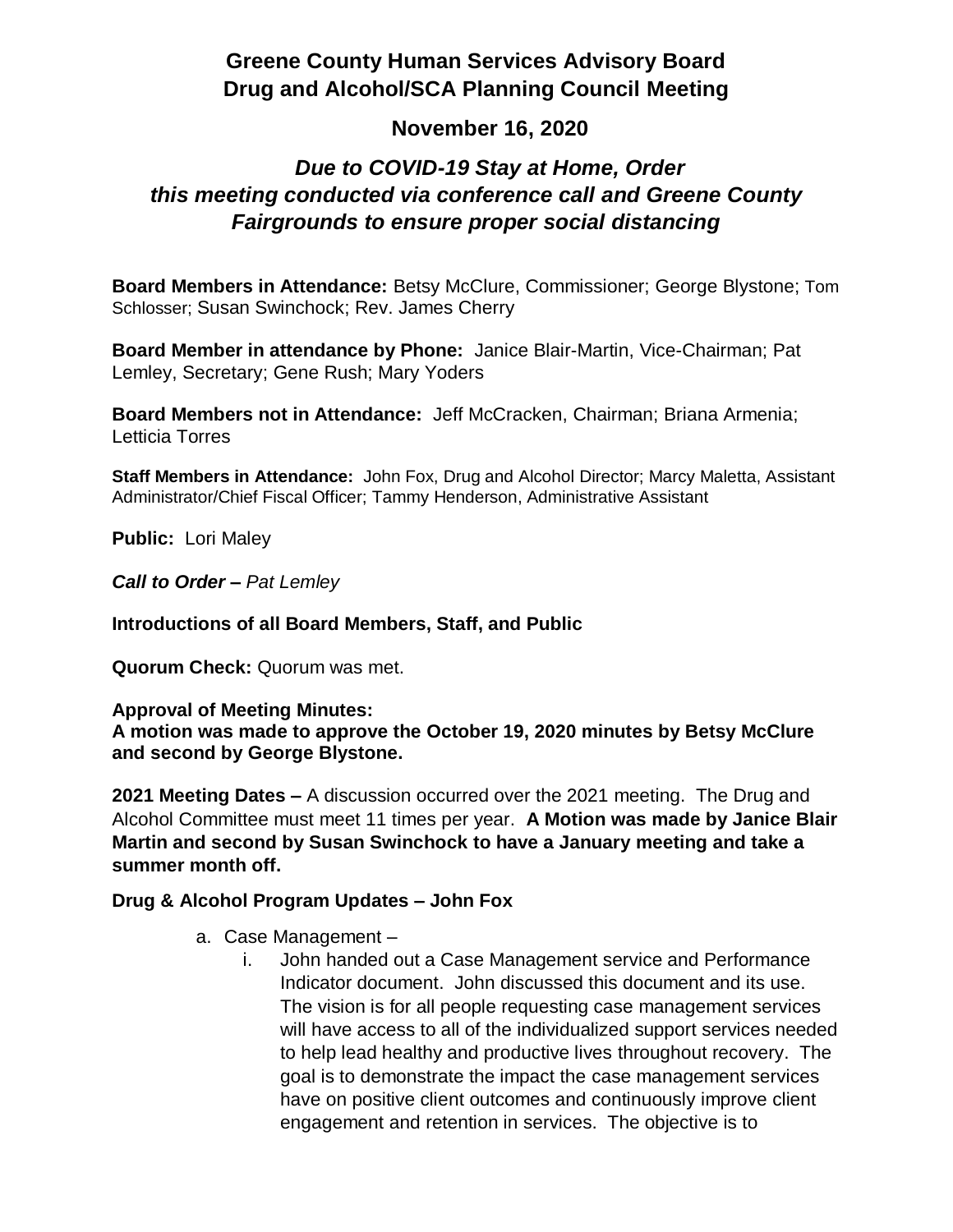# Greene County Human Services Advisory Board
# Drug and Alcohol/SCA Planning Council Meeting

## November 16, 2020

### *Due to COVID-19 Stay at Home, Order this meeting conducted via conference call and Greene County Fairgrounds to ensure proper social distancing*

**Board Members in Attendance:** Betsy McClure, Commissioner; George Blystone; Tom Schlosser; Susan Swinchock; Rev. James Cherry

**Board Member in attendance by Phone:** Janice Blair-Martin, Vice-Chairman; Pat Lemley, Secretary; Gene Rush; Mary Yoders

**Board Members not in Attendance:** Jeff McCracken, Chairman; Briana Armenia; Letticia Torres

**Staff Members in Attendance:** John Fox, Drug and Alcohol Director; Marcy Maletta, Assistant Administrator/Chief Fiscal Officer; Tammy Henderson, Administrative Assistant

**Public:** Lori Maley

***Call to Order –*** *Pat Lemley*

**Introductions of all Board Members, Staff, and Public**

**Quorum Check:** Quorum was met.

**Approval of Meeting Minutes:**
**A motion was made to approve the October 19, 2020 minutes by Betsy McClure and second by George Blystone.**

**2021 Meeting Dates –** A discussion occurred over the 2021 meeting. The Drug and Alcohol Committee must meet 11 times per year. **A Motion was made by Janice Blair Martin and second by Susan Swinchock to have a January meeting and take a summer month off.**

**Drug & Alcohol Program Updates – John Fox**

a. Case Management –
   i. John handed out a Case Management service and Performance Indicator document. John discussed this document and its use. The vision is for all people requesting case management services will have access to all of the individualized support services needed to help lead healthy and productive lives throughout recovery. The goal is to demonstrate the impact the case management services have on positive client outcomes and continuously improve client engagement and retention in services. The objective is to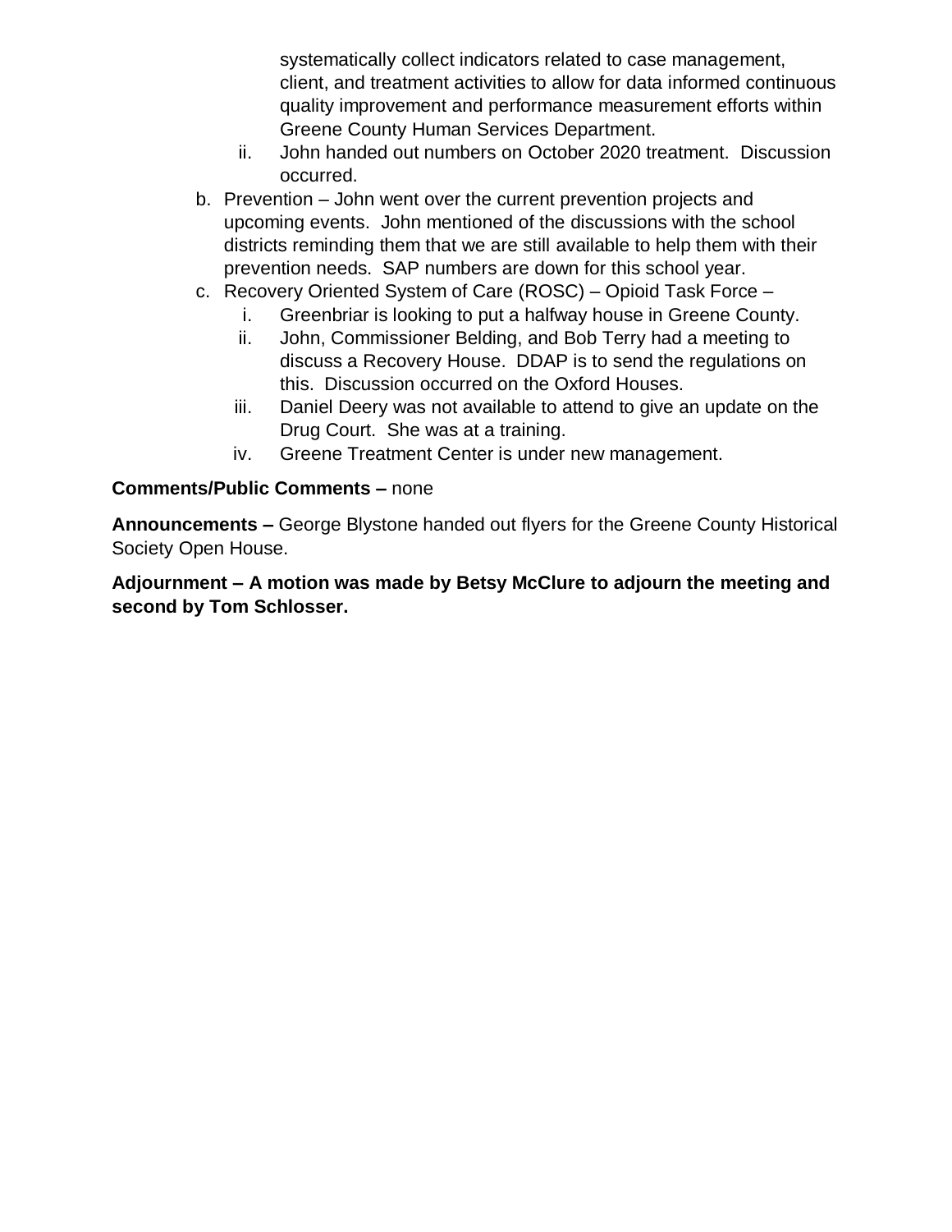systematically collect indicators related to case management, client, and treatment activities to allow for data informed continuous quality improvement and performance measurement efforts within Greene County Human Services Department.

    ii. John handed out numbers on October 2020 treatment. Discussion occurred.

b. Prevention – John went over the current prevention projects and upcoming events. John mentioned of the discussions with the school districts reminding them that we are still available to help them with their prevention needs. SAP numbers are down for this school year.

c. Recovery Oriented System of Care (ROSC) – Opioid Task Force –

    i. Greenbriar is looking to put a halfway house in Greene County.

    ii. John, Commissioner Belding, and Bob Terry had a meeting to discuss a Recovery House. DDAP is to send the regulations on this. Discussion occurred on the Oxford Houses.

    iii. Daniel Deery was not available to attend to give an update on the Drug Court. She was at a training.

    iv. Greene Treatment Center is under new management.

**Comments/Public Comments –** none

**Announcements –** George Blystone handed out flyers for the Greene County Historical Society Open House.

**Adjournment – A motion was made by Betsy McClure to adjourn the meeting and second by Tom Schlosser.**